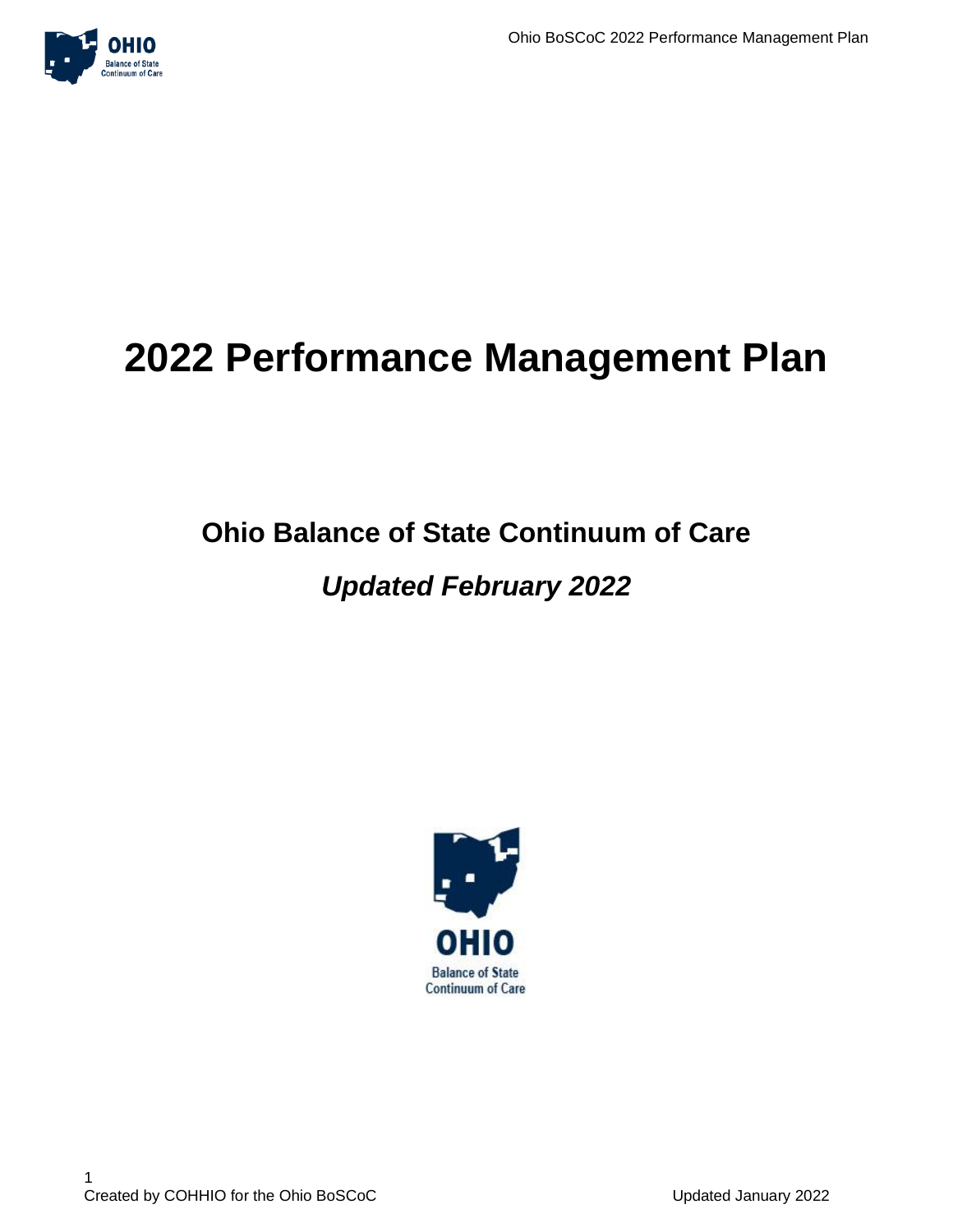# 2022 Performance Management Plan

## Ohio Balance of State Continuum of Care

## *Updated February 2022*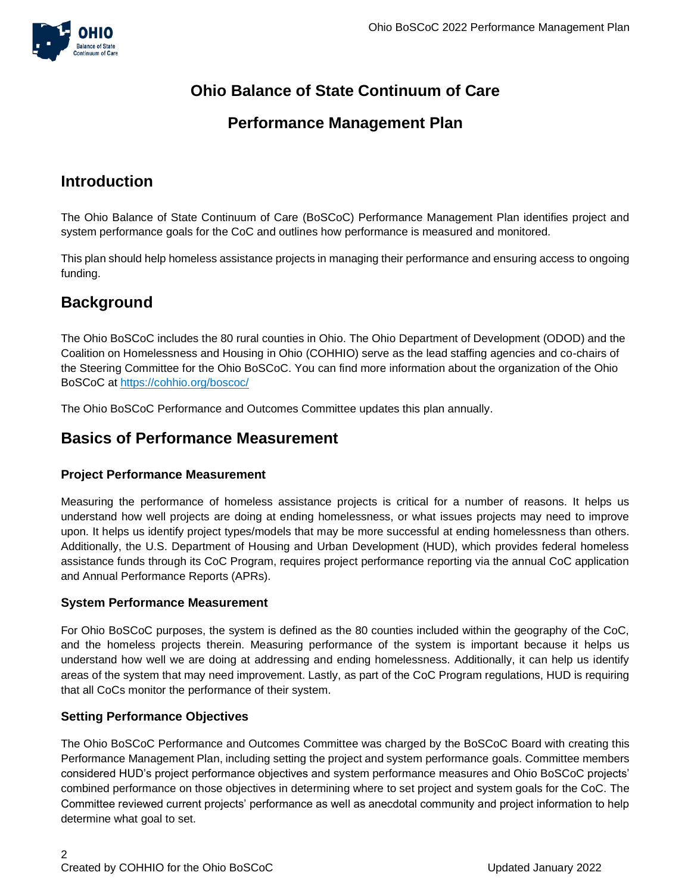# Ohio Balance of State Continuum of Care

## Performance Management Plan

## Introduction

The Ohio Balance of State Continuum of Care (BoSCoC) Performance Management Plan identifies project and system performance goals for the CoC and outlines how performance is measured and monitored.

This plan should help homeless assistance projects in managing their performance and ensuring access to ongoing funding.

## Background

The Ohio BoSCoC includes the 80 rural counties in Ohio. The Ohio Department of Development (ODOD) and the Coalition on Homelessness and Housing in Ohio (COHHIO) serve as the lead staffing agencies and co-chairs of the Steering Committee for the Ohio BoSCoC. You can find more information about the organization of the Ohio BoSCoC at https://cohhio.org/boscoc/

The Ohio BoSCoC Performance and Outcomes Committee updates this plan annually.

## Basics of Performance Measurement

### Project Performance Measurement

Measuring the performance of homeless assistance projects is critical for a number of reasons. It helps us understand how well projects are doing at ending homelessness, or what issues projects may need to improve upon. It helps us identify project types/models that may be more successful at ending homelessness than others. Additionally, the U.S. Department of Housing and Urban Development (HUD), which provides federal homeless assistance funds through its CoC Program, requires project performance reporting via the annual CoC application and Annual Performance Reports (APRs).

### System Performance Measurement

For Ohio BoSCoC purposes, the system is defined as the 80 counties included within the geography of the CoC, and the homeless projects therein. Measuring performance of the system is important because it helps us understand how well we are doing at addressing and ending homelessness. Additionally, it can help us identify areas of the system that may need improvement. Lastly, as part of the CoC Program regulations, HUD is requiring that all CoCs monitor the performance of their system.

### Setting Performance Objectives

The Ohio BoSCoC Performance and Outcomes Committee was charged by the BoSCoC Board with creating this Performance Management Plan, including setting the project and system performance goals. Committee members considered HUD's project performance objectives and system performance measures and Ohio BoSCoC projects' combined performance on those objectives in determining where to set project and system goals for the CoC. The Committee reviewed current projects' performance as well as anecdotal community and project information to help determine what goal to set.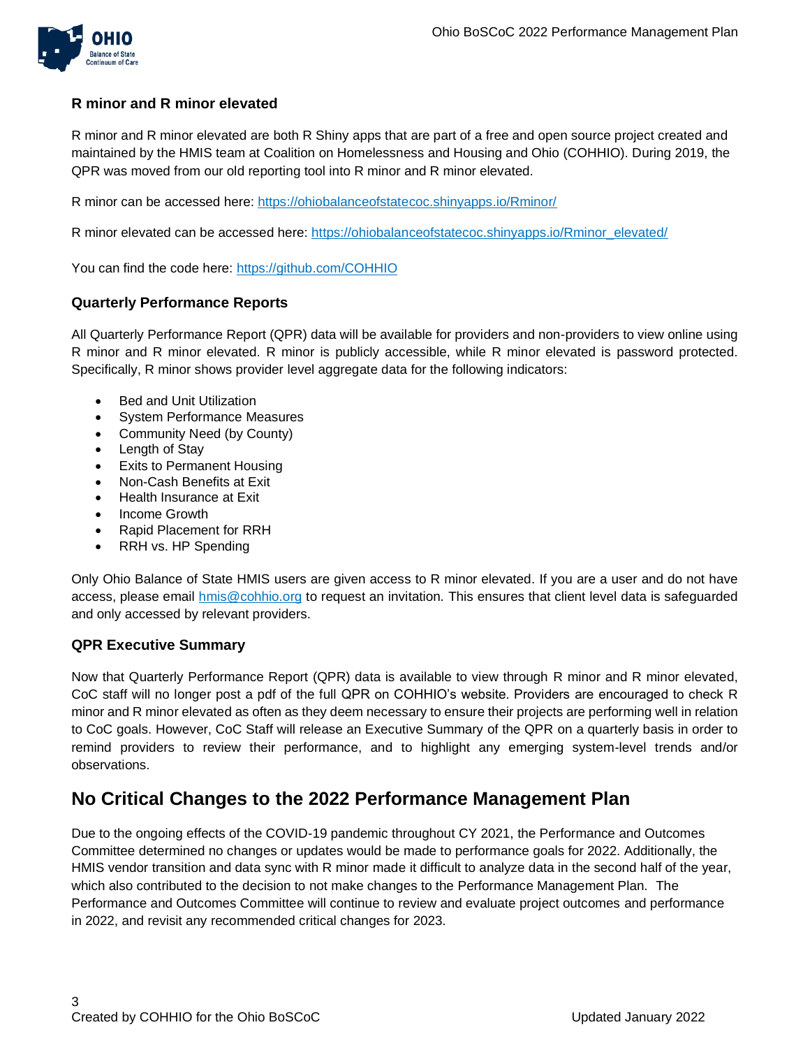### R minor and R minor elevated

R minor and R minor elevated are both R Shiny apps that are part of a free and open source project created and maintained by the HMIS team at Coalition on Homelessness and Housing and Ohio (COHHIO). During 2019, the QPR was moved from our old reporting tool into R minor and R minor elevated.

R minor can be accessed here: https://ohiobalanceofstatecoc.shinyapps.io/Rminor/

R minor elevated can be accessed here: https://ohiobalanceofstatecoc.shinyapps.io/Rminor_elevated/

You can find the code here: https://github.com/COHHIO

### Quarterly Performance Reports

All Quarterly Performance Report (QPR) data will be available for providers and non-providers to view online using R minor and R minor elevated. R minor is publicly accessible, while R minor elevated is password protected. Specifically, R minor shows provider level aggregate data for the following indicators:

- Bed and Unit Utilization
- System Performance Measures
- Community Need (by County)
- Length of Stay
- Exits to Permanent Housing
- Non-Cash Benefits at Exit
- Health Insurance at Exit
- Income Growth
- Rapid Placement for RRH
- RRH vs. HP Spending

Only Ohio Balance of State HMIS users are given access to R minor elevated. If you are a user and do not have access, please email hmis@cohhio.org to request an invitation. This ensures that client level data is safeguarded and only accessed by relevant providers.

### QPR Executive Summary

Now that Quarterly Performance Report (QPR) data is available to view through R minor and R minor elevated, CoC staff will no longer post a pdf of the full QPR on COHHIO's website. Providers are encouraged to check R minor and R minor elevated as often as they deem necessary to ensure their projects are performing well in relation to CoC goals. However, CoC Staff will release an Executive Summary of the QPR on a quarterly basis in order to remind providers to review their performance, and to highlight any emerging system-level trends and/or observations.

## No Critical Changes to the 2022 Performance Management Plan

Due to the ongoing effects of the COVID-19 pandemic throughout CY 2021, the Performance and Outcomes Committee determined no changes or updates would be made to performance goals for 2022. Additionally, the HMIS vendor transition and data sync with R minor made it difficult to analyze data in the second half of the year, which also contributed to the decision to not make changes to the Performance Management Plan. The Performance and Outcomes Committee will continue to review and evaluate project outcomes and performance in 2022, and revisit any recommended critical changes for 2023.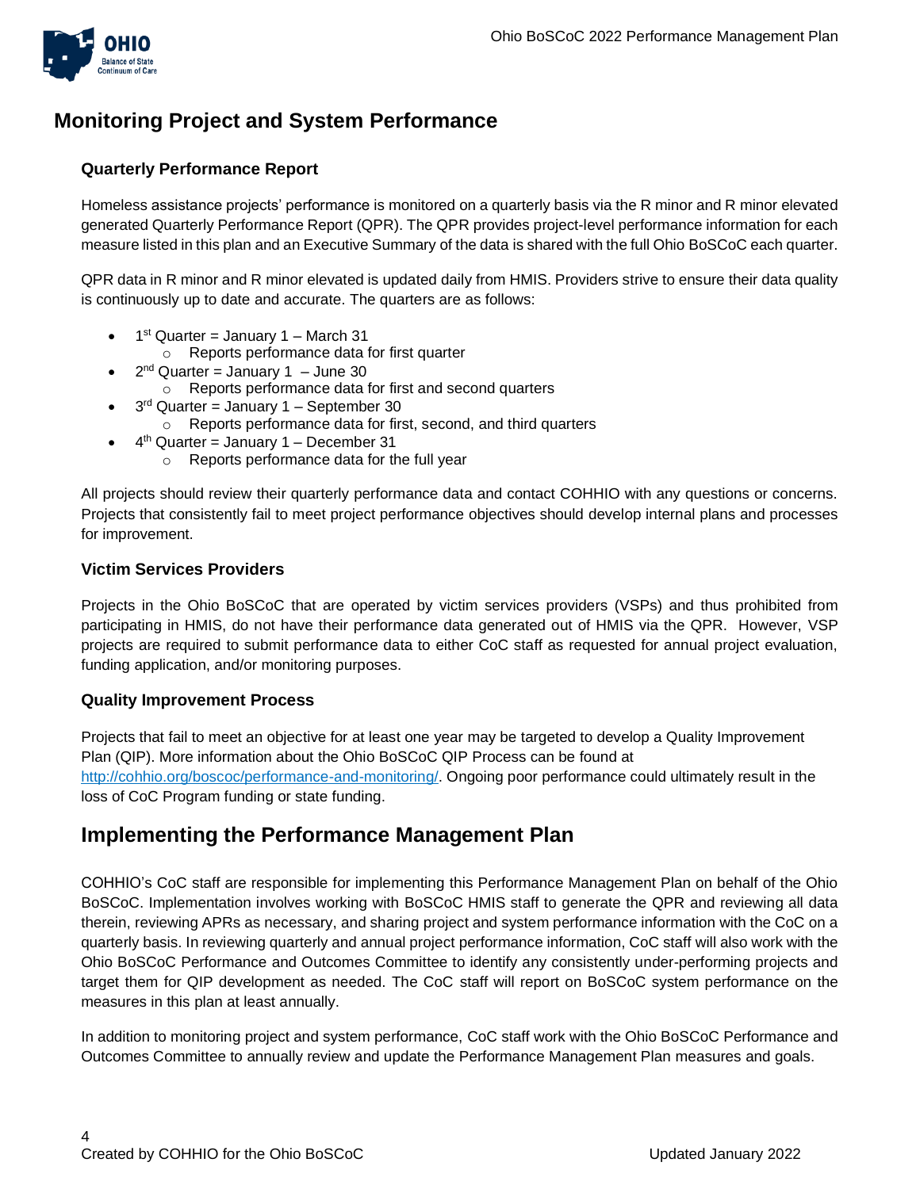## Monitoring Project and System Performance

### Quarterly Performance Report

Homeless assistance projects' performance is monitored on a quarterly basis via the R minor and R minor elevated generated Quarterly Performance Report (QPR). The QPR provides project-level performance information for each measure listed in this plan and an Executive Summary of the data is shared with the full Ohio BoSCoC each quarter.

QPR data in R minor and R minor elevated is updated daily from HMIS. Providers strive to ensure their data quality is continuously up to date and accurate. The quarters are as follows:

- 1st Quarter = January 1 – March 31
  - Reports performance data for first quarter
- 2nd Quarter = January 1 – June 30
  - Reports performance data for first and second quarters
- 3rd Quarter = January 1 – September 30
  - Reports performance data for first, second, and third quarters
- 4th Quarter = January 1 – December 31
  - Reports performance data for the full year

All projects should review their quarterly performance data and contact COHHIO with any questions or concerns. Projects that consistently fail to meet project performance objectives should develop internal plans and processes for improvement.

### Victim Services Providers

Projects in the Ohio BoSCoC that are operated by victim services providers (VSPs) and thus prohibited from participating in HMIS, do not have their performance data generated out of HMIS via the QPR. However, VSP projects are required to submit performance data to either CoC staff as requested for annual project evaluation, funding application, and/or monitoring purposes.

### Quality Improvement Process

Projects that fail to meet an objective for at least one year may be targeted to develop a Quality Improvement Plan (QIP). More information about the Ohio BoSCoC QIP Process can be found at http://cohhio.org/boscoc/performance-and-monitoring/. Ongoing poor performance could ultimately result in the loss of CoC Program funding or state funding.

## Implementing the Performance Management Plan

COHHIO's CoC staff are responsible for implementing this Performance Management Plan on behalf of the Ohio BoSCoC. Implementation involves working with BoSCoC HMIS staff to generate the QPR and reviewing all data therein, reviewing APRs as necessary, and sharing project and system performance information with the CoC on a quarterly basis. In reviewing quarterly and annual project performance information, CoC staff will also work with the Ohio BoSCoC Performance and Outcomes Committee to identify any consistently under-performing projects and target them for QIP development as needed. The CoC staff will report on BoSCoC system performance on the measures in this plan at least annually.

In addition to monitoring project and system performance, CoC staff work with the Ohio BoSCoC Performance and Outcomes Committee to annually review and update the Performance Management Plan measures and goals.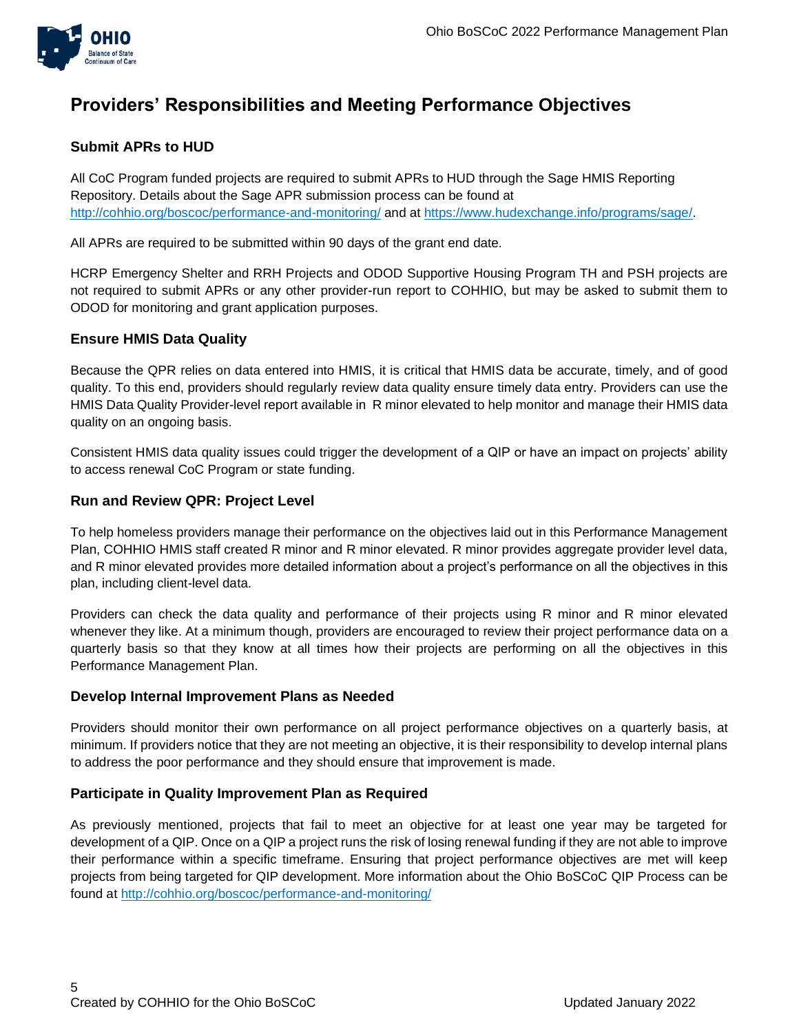## Providers' Responsibilities and Meeting Performance Objectives

### Submit APRs to HUD

All CoC Program funded projects are required to submit APRs to HUD through the Sage HMIS Reporting Repository. Details about the Sage APR submission process can be found at http://cohhio.org/boscoc/performance-and-monitoring/ and at https://www.hudexchange.info/programs/sage/.

All APRs are required to be submitted within 90 days of the grant end date.

HCRP Emergency Shelter and RRH Projects and ODOD Supportive Housing Program TH and PSH projects are not required to submit APRs or any other provider-run report to COHHIO, but may be asked to submit them to ODOD for monitoring and grant application purposes.

### Ensure HMIS Data Quality

Because the QPR relies on data entered into HMIS, it is critical that HMIS data be accurate, timely, and of good quality. To this end, providers should regularly review data quality ensure timely data entry. Providers can use the HMIS Data Quality Provider-level report available in R minor elevated to help monitor and manage their HMIS data quality on an ongoing basis.

Consistent HMIS data quality issues could trigger the development of a QIP or have an impact on projects' ability to access renewal CoC Program or state funding.

### Run and Review QPR: Project Level

To help homeless providers manage their performance on the objectives laid out in this Performance Management Plan, COHHIO HMIS staff created R minor and R minor elevated. R minor provides aggregate provider level data, and R minor elevated provides more detailed information about a project's performance on all the objectives in this plan, including client-level data.

Providers can check the data quality and performance of their projects using R minor and R minor elevated whenever they like. At a minimum though, providers are encouraged to review their project performance data on a quarterly basis so that they know at all times how their projects are performing on all the objectives in this Performance Management Plan.

### Develop Internal Improvement Plans as Needed

Providers should monitor their own performance on all project performance objectives on a quarterly basis, at minimum. If providers notice that they are not meeting an objective, it is their responsibility to develop internal plans to address the poor performance and they should ensure that improvement is made.

### Participate in Quality Improvement Plan as Required

As previously mentioned, projects that fail to meet an objective for at least one year may be targeted for development of a QIP. Once on a QIP a project runs the risk of losing renewal funding if they are not able to improve their performance within a specific timeframe. Ensuring that project performance objectives are met will keep projects from being targeted for QIP development. More information about the Ohio BoSCoC QIP Process can be found at http://cohhio.org/boscoc/performance-and-monitoring/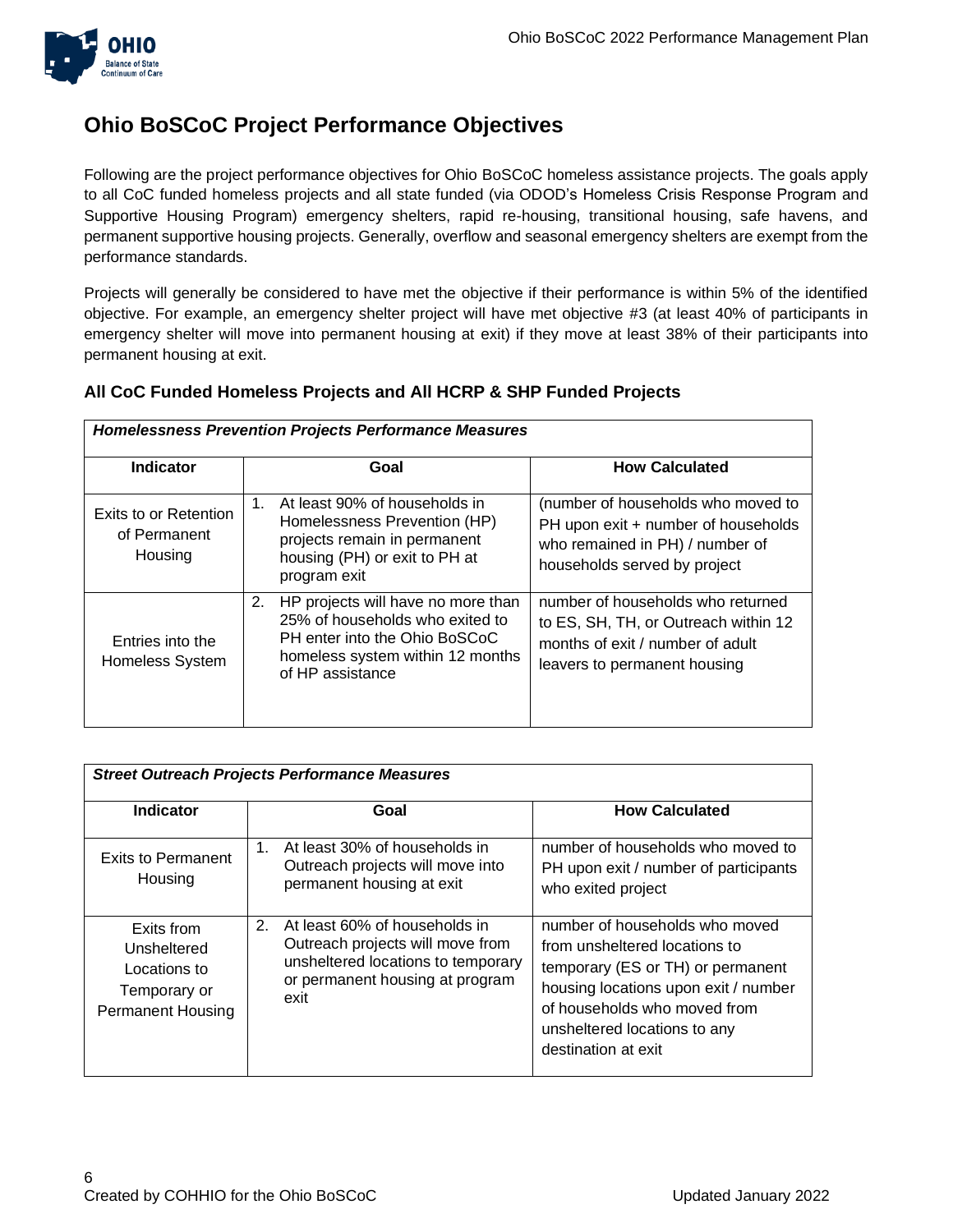## Ohio BoSCoC Project Performance Objectives

Following are the project performance objectives for Ohio BoSCoC homeless assistance projects. The goals apply to all CoC funded homeless projects and all state funded (via ODOD's Homeless Crisis Response Program and Supportive Housing Program) emergency shelters, rapid re-housing, transitional housing, safe havens, and permanent supportive housing projects. Generally, overflow and seasonal emergency shelters are exempt from the performance standards.

Projects will generally be considered to have met the objective if their performance is within 5% of the identified objective. For example, an emergency shelter project will have met objective #3 (at least 40% of participants in emergency shelter will move into permanent housing at exit) if they move at least 38% of their participants into permanent housing at exit.

### All CoC Funded Homeless Projects and All HCRP & SHP Funded Projects

| ***Homelessness Prevention Projects Performance Measures*** | | |
|---|---|---|
| **Indicator** | **Goal** | **How Calculated** |
| Exits to or Retention of Permanent Housing | 1. At least 90% of households in Homelessness Prevention (HP) projects remain in permanent housing (PH) or exit to PH at program exit | (number of households who moved to PH upon exit + number of households who remained in PH) / number of households served by project |
| Entries into the Homeless System | 2. HP projects will have no more than 25% of households who exited to PH enter into the Ohio BoSCoC homeless system within 12 months of HP assistance | number of households who returned to ES, SH, TH, or Outreach within 12 months of exit / number of adult leavers to permanent housing |

| ***Street Outreach Projects Performance Measures*** | | |
|---|---|---|
| **Indicator** | **Goal** | **How Calculated** |
| Exits to Permanent Housing | 1. At least 30% of households in Outreach projects will move into permanent housing at exit | number of households who moved to PH upon exit / number of participants who exited project |
| Exits from Unsheltered Locations to Temporary or Permanent Housing | 2. At least 60% of households in Outreach projects will move from unsheltered locations to temporary or permanent housing at program exit | number of households who moved from unsheltered locations to temporary (ES or TH) or permanent housing locations upon exit / number of households who moved from unsheltered locations to any destination at exit |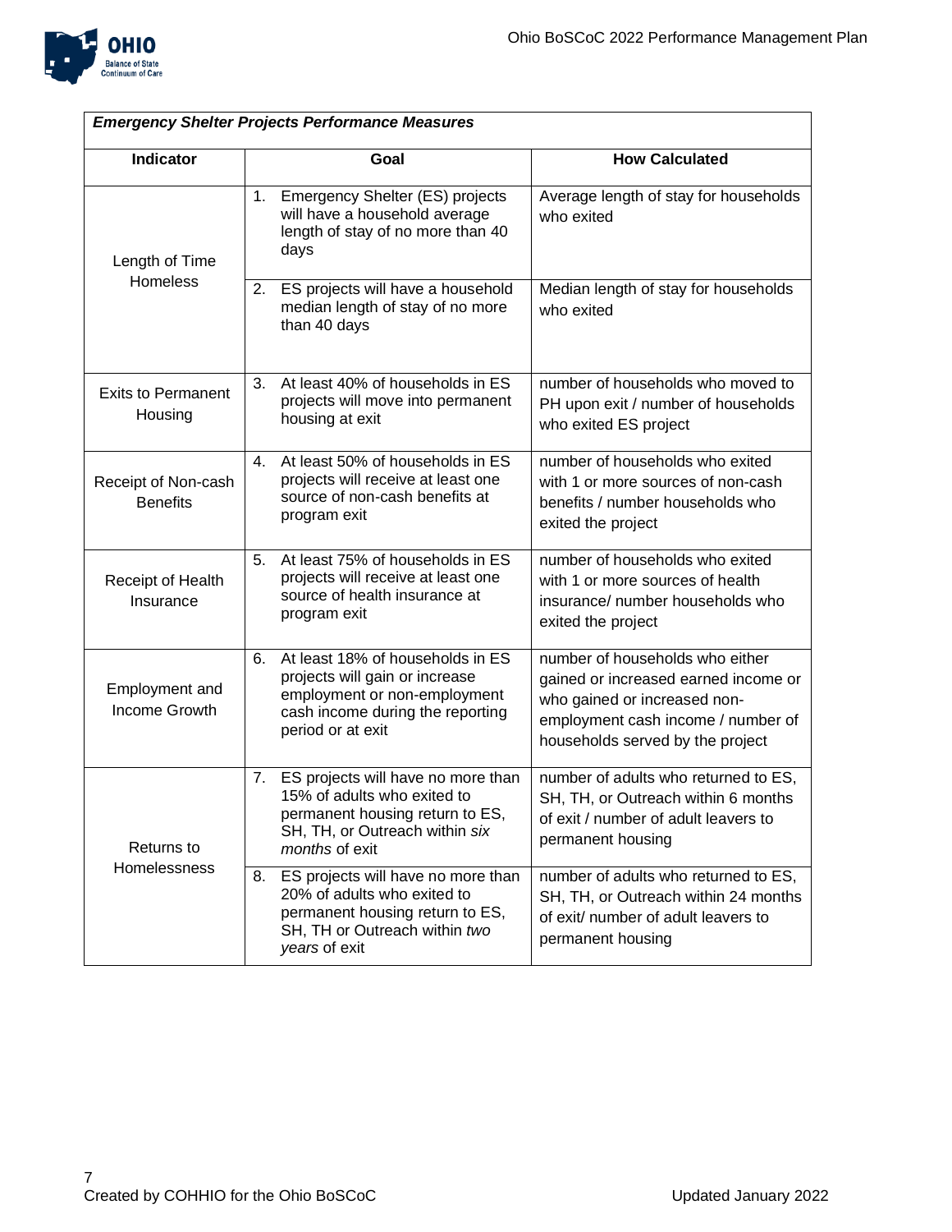| *Emergency Shelter Projects Performance Measures* | | |
|---|---|---|
| **Indicator** | **Goal** | **How Calculated** |
| Length of Time Homeless | 1. Emergency Shelter (ES) projects will have a household average length of stay of no more than 40 days | Average length of stay for households who exited |
| | 2. ES projects will have a household median length of stay of no more than 40 days | Median length of stay for households who exited |
| Exits to Permanent Housing | 3. At least 40% of households in ES projects will move into permanent housing at exit | number of households who moved to PH upon exit / number of households who exited ES project |
| Receipt of Non-cash Benefits | 4. At least 50% of households in ES projects will receive at least one source of non-cash benefits at program exit | number of households who exited with 1 or more sources of non-cash benefits / number households who exited the project |
| Receipt of Health Insurance | 5. At least 75% of households in ES projects will receive at least one source of health insurance at program exit | number of households who exited with 1 or more sources of health insurance/ number households who exited the project |
| Employment and Income Growth | 6. At least 18% of households in ES projects will gain or increase employment or non-employment cash income during the reporting period or at exit | number of households who either gained or increased earned income or who gained or increased non-employment cash income / number of households served by the project |
| Returns to Homelessness | 7. ES projects will have no more than 15% of adults who exited to permanent housing return to ES, SH, TH, or Outreach within *six months* of exit | number of adults who returned to ES, SH, TH, or Outreach within 6 months of exit / number of adult leavers to permanent housing |
| | 8. ES projects will have no more than 20% of adults who exited to permanent housing return to ES, SH, TH or Outreach within *two years* of exit | number of adults who returned to ES, SH, TH, or Outreach within 24 months of exit/ number of adult leavers to permanent housing |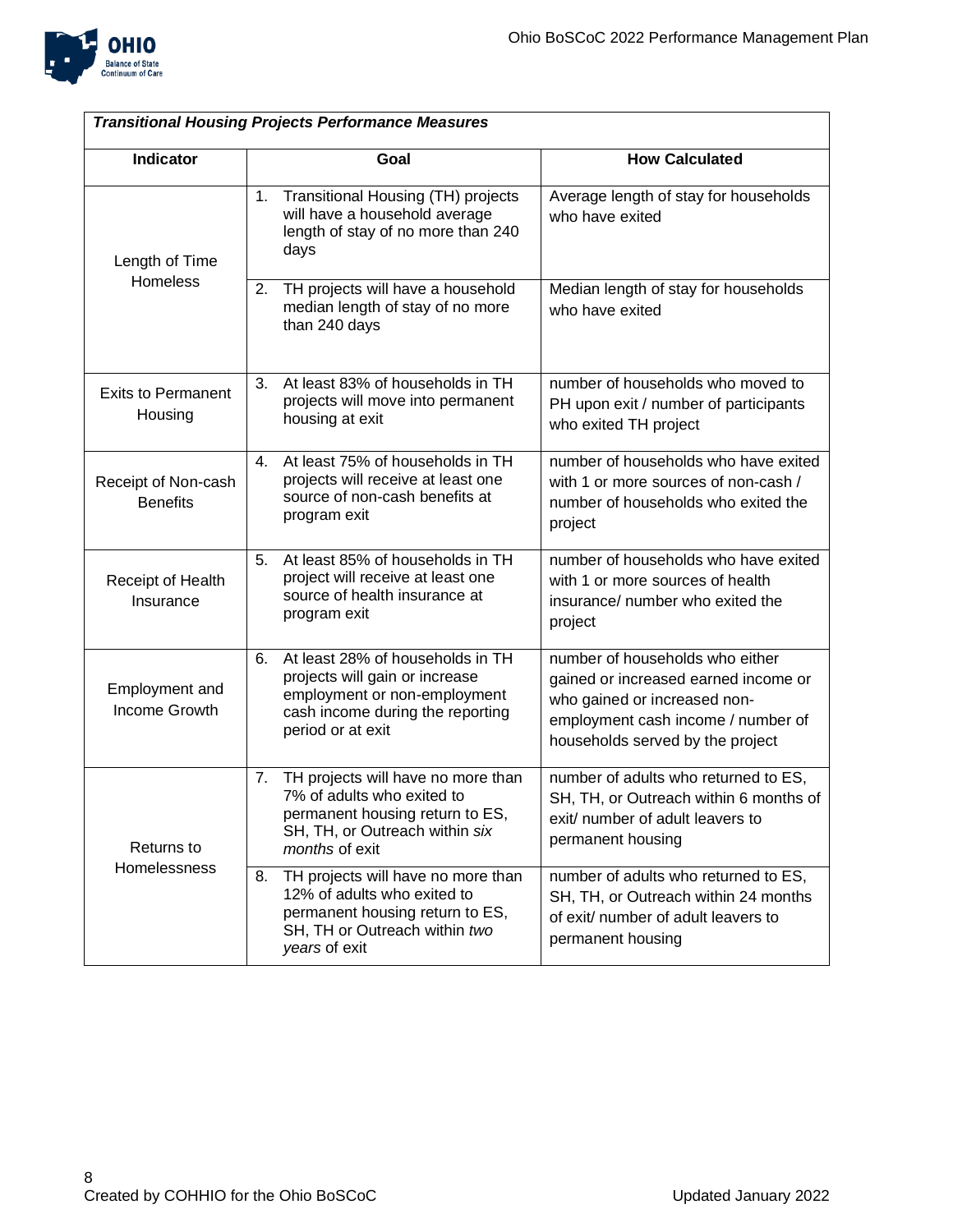| *Transitional Housing Projects Performance Measures* | | |
|---|---|---|
| **Indicator** | **Goal** | **How Calculated** |
| Length of Time Homeless | 1. Transitional Housing (TH) projects will have a household average length of stay of no more than 240 days | Average length of stay for households who have exited |
| | 2. TH projects will have a household median length of stay of no more than 240 days | Median length of stay for households who have exited |
| Exits to Permanent Housing | 3. At least 83% of households in TH projects will move into permanent housing at exit | number of households who moved to PH upon exit / number of participants who exited TH project |
| Receipt of Non-cash Benefits | 4. At least 75% of households in TH projects will receive at least one source of non-cash benefits at program exit | number of households who have exited with 1 or more sources of non-cash / number of households who exited the project |
| Receipt of Health Insurance | 5. At least 85% of households in TH project will receive at least one source of health insurance at program exit | number of households who have exited with 1 or more sources of health insurance/ number who exited the project |
| Employment and Income Growth | 6. At least 28% of households in TH projects will gain or increase employment or non-employment cash income during the reporting period or at exit | number of households who either gained or increased earned income or who gained or increased non-employment cash income / number of households served by the project |
| Returns to Homelessness | 7. TH projects will have no more than 7% of adults who exited to permanent housing return to ES, SH, TH, or Outreach within *six months* of exit | number of adults who returned to ES, SH, TH, or Outreach within 6 months of exit/ number of adult leavers to permanent housing |
| | 8. TH projects will have no more than 12% of adults who exited to permanent housing return to ES, SH, TH or Outreach within *two years* of exit | number of adults who returned to ES, SH, TH, or Outreach within 24 months of exit/ number of adult leavers to permanent housing |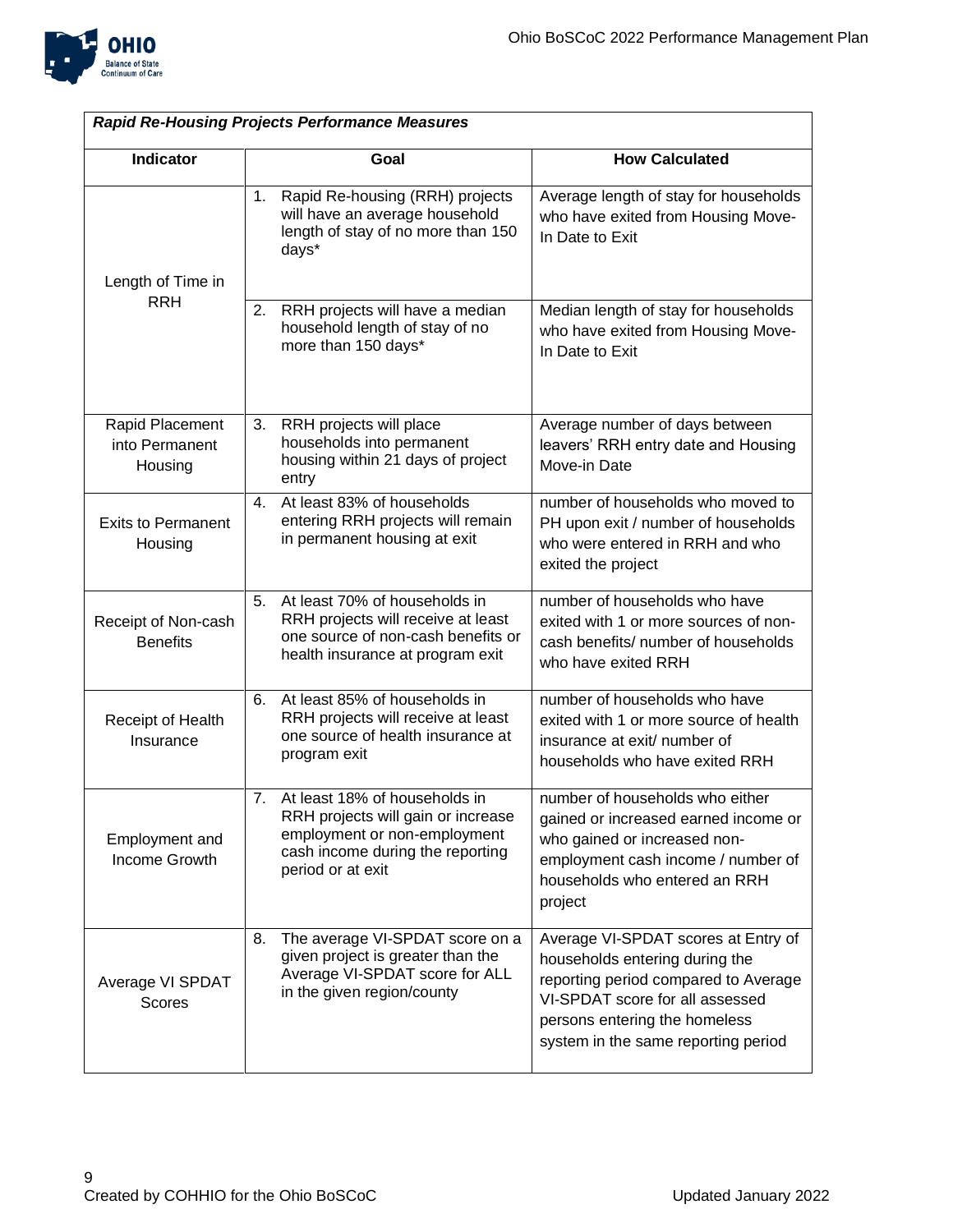| *Rapid Re-Housing Projects Performance Measures* | | |
|---|---|---|
| **Indicator** | **Goal** | **How Calculated** |
| Length of Time in RRH | 1. Rapid Re-housing (RRH) projects will have an average household length of stay of no more than 150 days* | Average length of stay for households who have exited from Housing Move-In Date to Exit |
| | 2. RRH projects will have a median household length of stay of no more than 150 days* | Median length of stay for households who have exited from Housing Move-In Date to Exit |
| Rapid Placement into Permanent Housing | 3. RRH projects will place households into permanent housing within 21 days of project entry | Average number of days between leavers' RRH entry date and Housing Move-in Date |
| Exits to Permanent Housing | 4. At least 83% of households entering RRH projects will remain in permanent housing at exit | number of households who moved to PH upon exit / number of households who were entered in RRH and who exited the project |
| Receipt of Non-cash Benefits | 5. At least 70% of households in RRH projects will receive at least one source of non-cash benefits or health insurance at program exit | number of households who have exited with 1 or more sources of non-cash benefits/ number of households who have exited RRH |
| Receipt of Health Insurance | 6. At least 85% of households in RRH projects will receive at least one source of health insurance at program exit | number of households who have exited with 1 or more source of health insurance at exit/ number of households who have exited RRH |
| Employment and Income Growth | 7. At least 18% of households in RRH projects will gain or increase employment or non-employment cash income during the reporting period or at exit | number of households who either gained or increased earned income or who gained or increased non-employment cash income / number of households who entered an RRH project |
| Average VI SPDAT Scores | 8. The average VI-SPDAT score on a given project is greater than the Average VI-SPDAT score for ALL in the given region/county | Average VI-SPDAT scores at Entry of households entering during the reporting period compared to Average VI-SPDAT score for all assessed persons entering the homeless system in the same reporting period |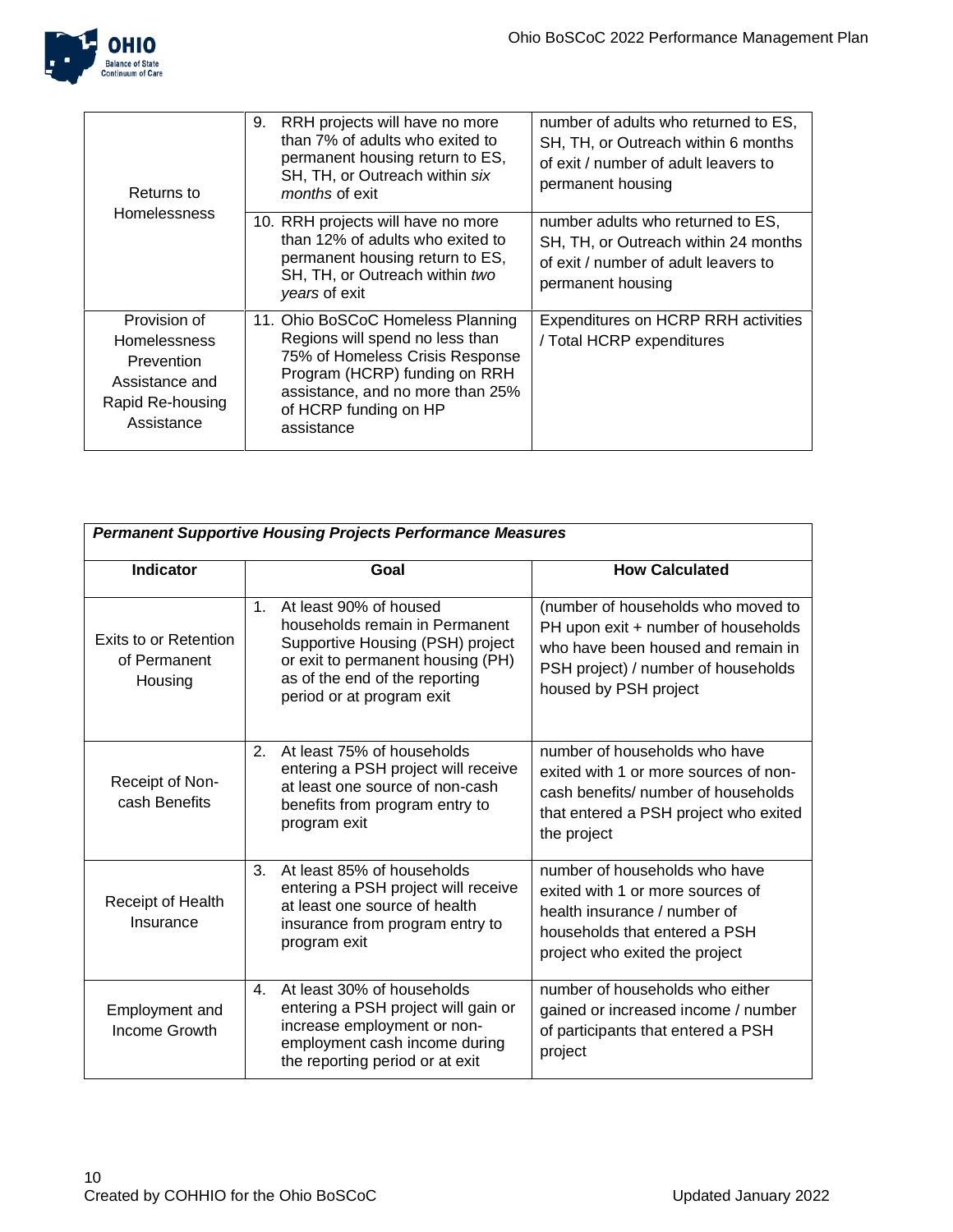| | | |
|---|---|---|
| Returns to Homelessness | 9. RRH projects will have no more than 7% of adults who exited to permanent housing return to ES, SH, TH, or Outreach within *six months* of exit | number of adults who returned to ES, SH, TH, or Outreach within 6 months of exit / number of adult leavers to permanent housing |
| | 10. RRH projects will have no more than 12% of adults who exited to permanent housing return to ES, SH, TH, or Outreach within *two years* of exit | number adults who returned to ES, SH, TH, or Outreach within 24 months of exit / number of adult leavers to permanent housing |
| Provision of Homelessness Prevention Assistance and Rapid Re-housing Assistance | 11. Ohio BoSCoC Homeless Planning Regions will spend no less than 75% of Homeless Crisis Response Program (HCRP) funding on RRH assistance, and no more than 25% of HCRP funding on HP assistance | Expenditures on HCRP RRH activities / Total HCRP expenditures |

***Permanent Supportive Housing Projects Performance Measures***

| Indicator | Goal | How Calculated |
|---|---|---|
| Exits to or Retention of Permanent Housing | 1. At least 90% of housed households remain in Permanent Supportive Housing (PSH) project or exit to permanent housing (PH) as of the end of the reporting period or at program exit | (number of households who moved to PH upon exit + number of households who have been housed and remain in PSH project) / number of households housed by PSH project |
| Receipt of Non-cash Benefits | 2. At least 75% of households entering a PSH project will receive at least one source of non-cash benefits from program entry to program exit | number of households who have exited with 1 or more sources of non-cash benefits/ number of households that entered a PSH project who exited the project |
| Receipt of Health Insurance | 3. At least 85% of households entering a PSH project will receive at least one source of health insurance from program entry to program exit | number of households who have exited with 1 or more sources of health insurance / number of households that entered a PSH project who exited the project |
| Employment and Income Growth | 4. At least 30% of households entering a PSH project will gain or increase employment or non-employment cash income during the reporting period or at exit | number of households who either gained or increased income / number of participants that entered a PSH project |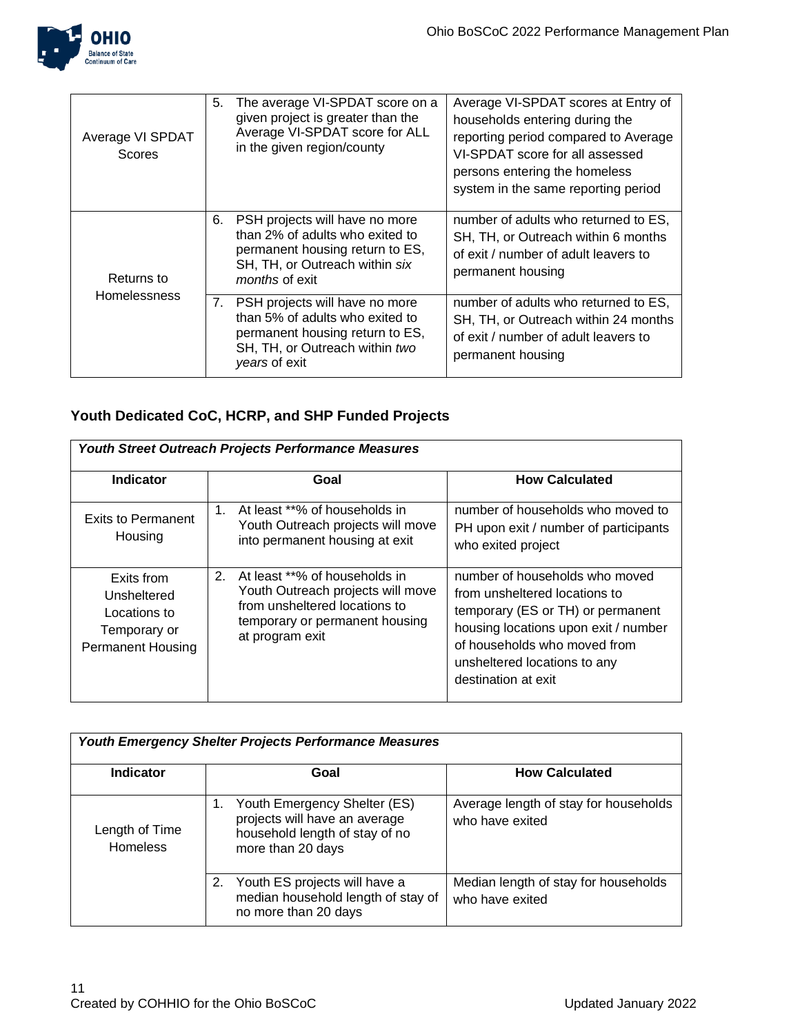| | | |
|---|---|---|
| Average VI SPDAT Scores | 5. The average VI-SPDAT score on a given project is greater than the Average VI-SPDAT score for ALL in the given region/county | Average VI-SPDAT scores at Entry of households entering during the reporting period compared to Average VI-SPDAT score for all assessed persons entering the homeless system in the same reporting period |
| Returns to Homelessness | 6. PSH projects will have no more than 2% of adults who exited to permanent housing return to ES, SH, TH, or Outreach within *six months* of exit | number of adults who returned to ES, SH, TH, or Outreach within 6 months of exit / number of adult leavers to permanent housing |
| | 7. PSH projects will have no more than 5% of adults who exited to permanent housing return to ES, SH, TH, or Outreach within *two years* of exit | number of adults who returned to ES, SH, TH, or Outreach within 24 months of exit / number of adult leavers to permanent housing |

### Youth Dedicated CoC, HCRP, and SHP Funded Projects

***Youth Street Outreach Projects Performance Measures***

| Indicator | Goal | How Calculated |
|---|---|---|
| Exits to Permanent Housing | 1. At least **% of households in Youth Outreach projects will move into permanent housing at exit | number of households who moved to PH upon exit / number of participants who exited project |
| Exits from Unsheltered Locations to Temporary or Permanent Housing | 2. At least **% of households in Youth Outreach projects will move from unsheltered locations to temporary or permanent housing at program exit | number of households who moved from unsheltered locations to temporary (ES or TH) or permanent housing locations upon exit / number of households who moved from unsheltered locations to any destination at exit |

***Youth Emergency Shelter Projects Performance Measures***

| Indicator | Goal | How Calculated |
|---|---|---|
| Length of Time Homeless | 1. Youth Emergency Shelter (ES) projects will have an average household length of stay of no more than 20 days | Average length of stay for households who have exited |
| | 2. Youth ES projects will have a median household length of stay of no more than 20 days | Median length of stay for households who have exited |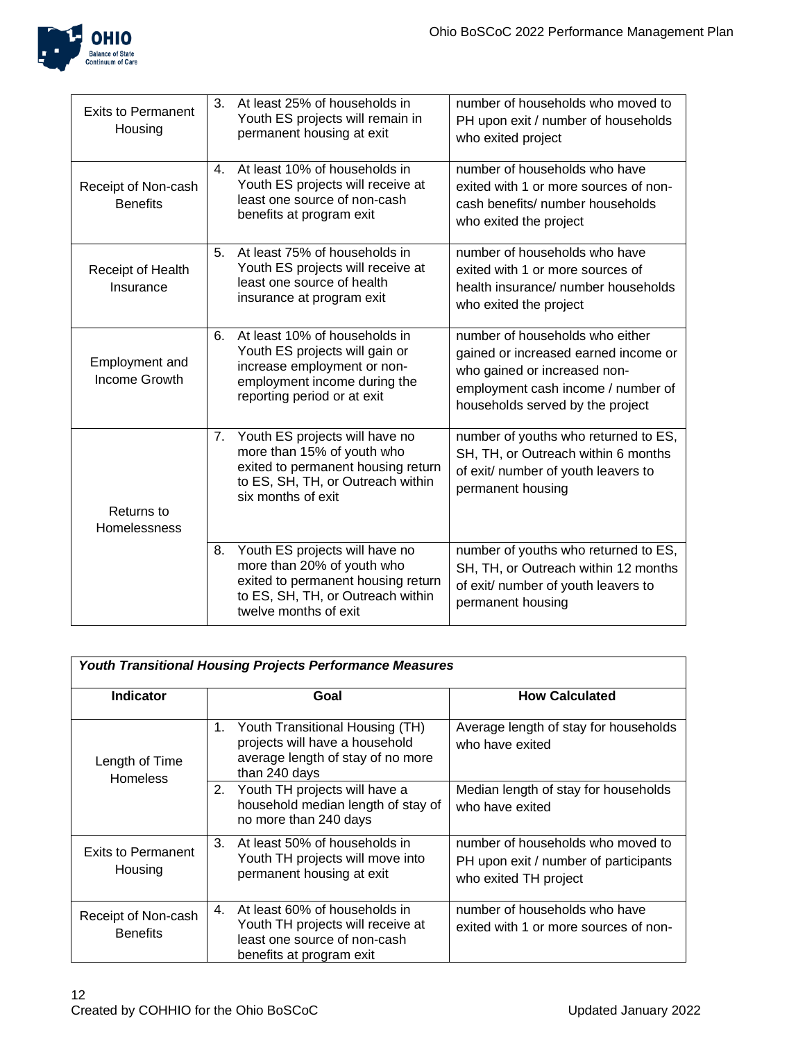| | | |
|---|---|---|
| Exits to Permanent Housing | 3. At least 25% of households in Youth ES projects will remain in permanent housing at exit | number of households who moved to PH upon exit / number of households who exited project |
| Receipt of Non-cash Benefits | 4. At least 10% of households in Youth ES projects will receive at least one source of non-cash benefits at program exit | number of households who have exited with 1 or more sources of non-cash benefits/ number households who exited the project |
| Receipt of Health Insurance | 5. At least 75% of households in Youth ES projects will receive at least one source of health insurance at program exit | number of households who have exited with 1 or more sources of health insurance/ number households who exited the project |
| Employment and Income Growth | 6. At least 10% of households in Youth ES projects will gain or increase employment or non-employment income during the reporting period or at exit | number of households who either gained or increased earned income or who gained or increased non-employment cash income / number of households served by the project |
| Returns to Homelessness | 7. Youth ES projects will have no more than 15% of youth who exited to permanent housing return to ES, SH, TH, or Outreach within six months of exit | number of youths who returned to ES, SH, TH, or Outreach within 6 months of exit/ number of youth leavers to permanent housing |
| | 8. Youth ES projects will have no more than 20% of youth who exited to permanent housing return to ES, SH, TH, or Outreach within twelve months of exit | number of youths who returned to ES, SH, TH, or Outreach within 12 months of exit/ number of youth leavers to permanent housing |

***Youth Transitional Housing Projects Performance Measures***

| Indicator | Goal | How Calculated |
|---|---|---|
| Length of Time Homeless | 1. Youth Transitional Housing (TH) projects will have a household average length of stay of no more than 240 days | Average length of stay for households who have exited |
| | 2. Youth TH projects will have a household median length of stay of no more than 240 days | Median length of stay for households who have exited |
| Exits to Permanent Housing | 3. At least 50% of households in Youth TH projects will move into permanent housing at exit | number of households who moved to PH upon exit / number of participants who exited TH project |
| Receipt of Non-cash Benefits | 4. At least 60% of households in Youth TH projects will receive at least one source of non-cash benefits at program exit | number of households who have exited with 1 or more sources of non- |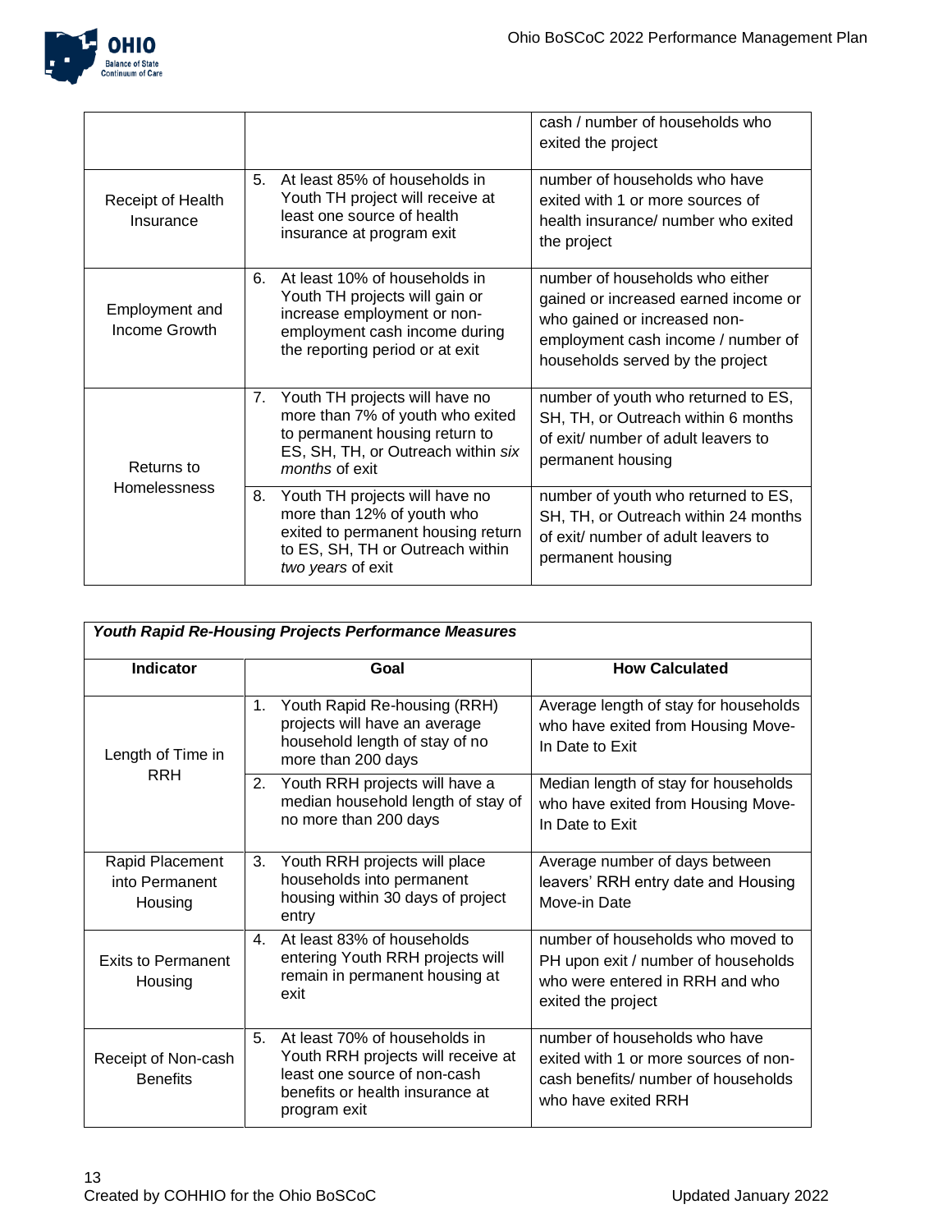| | | |
|---|---|---|
| | | cash / number of households who exited the project |
| Receipt of Health Insurance | 5. At least 85% of households in Youth TH project will receive at least one source of health insurance at program exit | number of households who have exited with 1 or more sources of health insurance/ number who exited the project |
| Employment and Income Growth | 6. At least 10% of households in Youth TH projects will gain or increase employment or non-employment cash income during the reporting period or at exit | number of households who either gained or increased earned income or who gained or increased non-employment cash income / number of households served by the project |
| Returns to Homelessness | 7. Youth TH projects will have no more than 7% of youth who exited to permanent housing return to ES, SH, TH, or Outreach within *six months* of exit | number of youth who returned to ES, SH, TH, or Outreach within 6 months of exit/ number of adult leavers to permanent housing |
| | 8. Youth TH projects will have no more than 12% of youth who exited to permanent housing return to ES, SH, TH or Outreach within *two years* of exit | number of youth who returned to ES, SH, TH, or Outreach within 24 months of exit/ number of adult leavers to permanent housing |

***Youth Rapid Re-Housing Projects Performance Measures***

| Indicator | Goal | How Calculated |
|---|---|---|
| Length of Time in RRH | 1. Youth Rapid Re-housing (RRH) projects will have an average household length of stay of no more than 200 days | Average length of stay for households who have exited from Housing Move-In Date to Exit |
| | 2. Youth RRH projects will have a median household length of stay of no more than 200 days | Median length of stay for households who have exited from Housing Move-In Date to Exit |
| Rapid Placement into Permanent Housing | 3. Youth RRH projects will place households into permanent housing within 30 days of project entry | Average number of days between leavers' RRH entry date and Housing Move-in Date |
| Exits to Permanent Housing | 4. At least 83% of households entering Youth RRH projects will remain in permanent housing at exit | number of households who moved to PH upon exit / number of households who were entered in RRH and who exited the project |
| Receipt of Non-cash Benefits | 5. At least 70% of households in Youth RRH projects will receive at least one source of non-cash benefits or health insurance at program exit | number of households who have exited with 1 or more sources of non-cash benefits/ number of households who have exited RRH |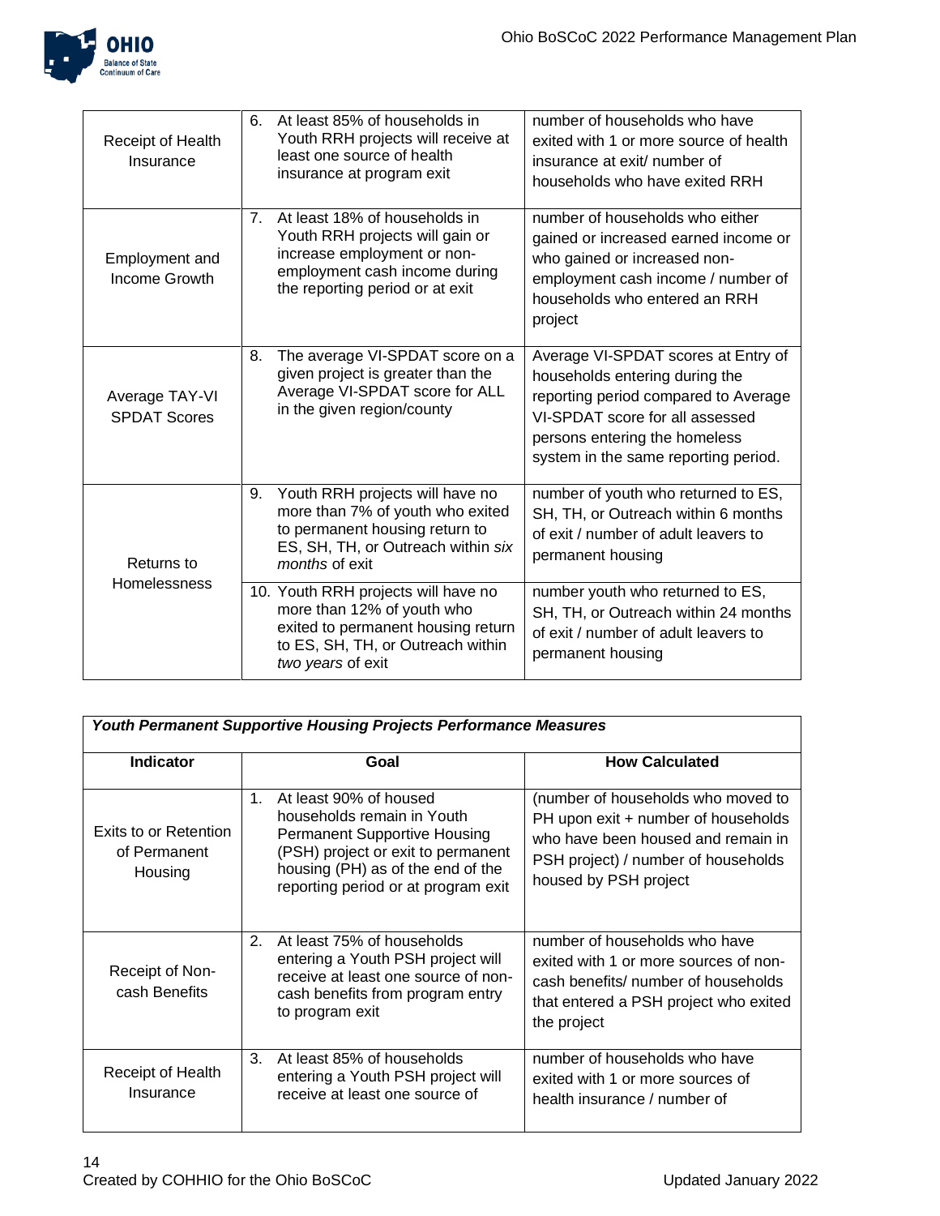| | | |
|---|---|---|
| Receipt of Health Insurance | 6. At least 85% of households in Youth RRH projects will receive at least one source of health insurance at program exit | number of households who have exited with 1 or more source of health insurance at exit/ number of households who have exited RRH |
| Employment and Income Growth | 7. At least 18% of households in Youth RRH projects will gain or increase employment or non-employment cash income during the reporting period or at exit | number of households who either gained or increased earned income or who gained or increased non-employment cash income / number of households who entered an RRH project |
| Average TAY-VI SPDAT Scores | 8. The average VI-SPDAT score on a given project is greater than the Average VI-SPDAT score for ALL in the given region/county | Average VI-SPDAT scores at Entry of households entering during the reporting period compared to Average VI-SPDAT score for all assessed persons entering the homeless system in the same reporting period. |
| Returns to Homelessness | 9. Youth RRH projects will have no more than 7% of youth who exited to permanent housing return to ES, SH, TH, or Outreach within *six months* of exit | number of youth who returned to ES, SH, TH, or Outreach within 6 months of exit / number of adult leavers to permanent housing |
| | 10. Youth RRH projects will have no more than 12% of youth who exited to permanent housing return to ES, SH, TH, or Outreach within *two years* of exit | number youth who returned to ES, SH, TH, or Outreach within 24 months of exit / number of adult leavers to permanent housing |

***Youth Permanent Supportive Housing Projects Performance Measures***

| Indicator | Goal | How Calculated |
|---|---|---|
| Exits to or Retention of Permanent Housing | 1. At least 90% of housed households remain in Youth Permanent Supportive Housing (PSH) project or exit to permanent housing (PH) as of the end of the reporting period or at program exit | (number of households who moved to PH upon exit + number of households who have been housed and remain in PSH project) / number of households housed by PSH project |
| Receipt of Non-cash Benefits | 2. At least 75% of households entering a Youth PSH project will receive at least one source of non-cash benefits from program entry to program exit | number of households who have exited with 1 or more sources of non-cash benefits/ number of households that entered a PSH project who exited the project |
| Receipt of Health Insurance | 3. At least 85% of households entering a Youth PSH project will receive at least one source of | number of households who have exited with 1 or more sources of health insurance / number of |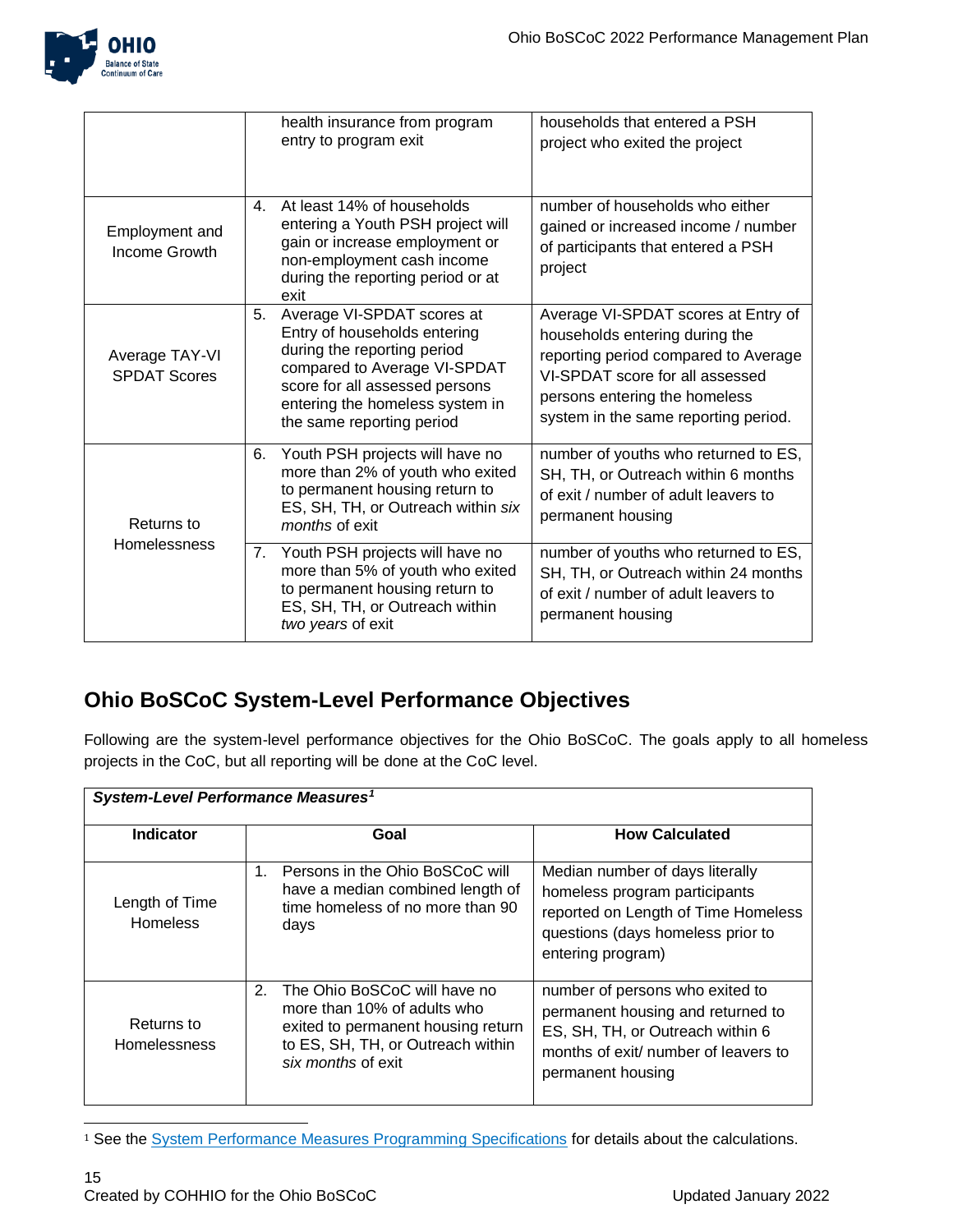| | | |
|---|---|---|
| | health insurance from program entry to program exit | households that entered a PSH project who exited the project |
| Employment and Income Growth | 4. At least 14% of households entering a Youth PSH project will gain or increase employment or non-employment cash income during the reporting period or at exit | number of households who either gained or increased income / number of participants that entered a PSH project |
| Average TAY-VI SPDAT Scores | 5. Average VI-SPDAT scores at Entry of households entering during the reporting period compared to Average VI-SPDAT score for all assessed persons entering the homeless system in the same reporting period | Average VI-SPDAT scores at Entry of households entering during the reporting period compared to Average VI-SPDAT score for all assessed persons entering the homeless system in the same reporting period. |
| Returns to Homelessness | 6. Youth PSH projects will have no more than 2% of youth who exited to permanent housing return to ES, SH, TH, or Outreach within *six months* of exit | number of youths who returned to ES, SH, TH, or Outreach within 6 months of exit / number of adult leavers to permanent housing |
| | 7. Youth PSH projects will have no more than 5% of youth who exited to permanent housing return to ES, SH, TH, or Outreach within *two years* of exit | number of youths who returned to ES, SH, TH, or Outreach within 24 months of exit / number of adult leavers to permanent housing |

## Ohio BoSCoC System-Level Performance Objectives

Following are the system-level performance objectives for the Ohio BoSCoC. The goals apply to all homeless projects in the CoC, but all reporting will be done at the CoC level.

***System-Level Performance Measures*[1]**

| Indicator | Goal | How Calculated |
|---|---|---|
| Length of Time Homeless | 1. Persons in the Ohio BoSCoC will have a median combined length of time homeless of no more than 90 days | Median number of days literally homeless program participants reported on Length of Time Homeless questions (days homeless prior to entering program) |
| Returns to Homelessness | 2. The Ohio BoSCoC will have no more than 10% of adults who exited to permanent housing return to ES, SH, TH, or Outreach within *six months* of exit | number of persons who exited to permanent housing and returned to ES, SH, TH, or Outreach within 6 months of exit/ number of leavers to permanent housing |

[1] See the System Performance Measures Programming Specifications for details about the calculations.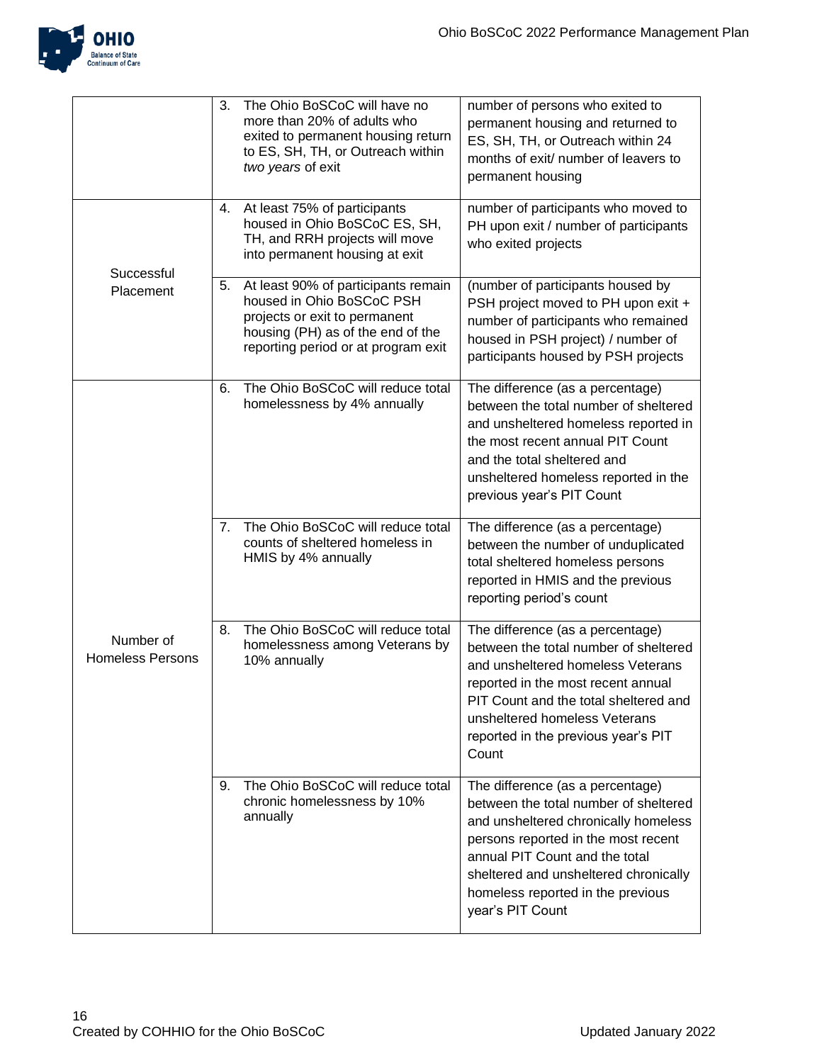| | | |
|---|---|---|
| | 3. The Ohio BoSCoC will have no more than 20% of adults who exited to permanent housing return to ES, SH, TH, or Outreach within *two years* of exit | number of persons who exited to permanent housing and returned to ES, SH, TH, or Outreach within 24 months of exit/ number of leavers to permanent housing |
| Successful Placement | 4. At least 75% of participants housed in Ohio BoSCoC ES, SH, TH, and RRH projects will move into permanent housing at exit | number of participants who moved to PH upon exit / number of participants who exited projects |
| | 5. At least 90% of participants remain housed in Ohio BoSCoC PSH projects or exit to permanent housing (PH) as of the end of the reporting period or at program exit | (number of participants housed by PSH project moved to PH upon exit + number of participants who remained housed in PSH project) / number of participants housed by PSH projects |
| Number of Homeless Persons | 6. The Ohio BoSCoC will reduce total homelessness by 4% annually | The difference (as a percentage) between the total number of sheltered and unsheltered homeless reported in the most recent annual PIT Count and the total sheltered and unsheltered homeless reported in the previous year's PIT Count |
| | 7. The Ohio BoSCoC will reduce total counts of sheltered homeless in HMIS by 4% annually | The difference (as a percentage) between the number of unduplicated total sheltered homeless persons reported in HMIS and the previous reporting period's count |
| | 8. The Ohio BoSCoC will reduce total homelessness among Veterans by 10% annually | The difference (as a percentage) between the total number of sheltered and unsheltered homeless Veterans reported in the most recent annual PIT Count and the total sheltered and unsheltered homeless Veterans reported in the previous year's PIT Count |
| | 9. The Ohio BoSCoC will reduce total chronic homelessness by 10% annually | The difference (as a percentage) between the total number of sheltered and unsheltered chronically homeless persons reported in the most recent annual PIT Count and the total sheltered and unsheltered chronically homeless reported in the previous year's PIT Count |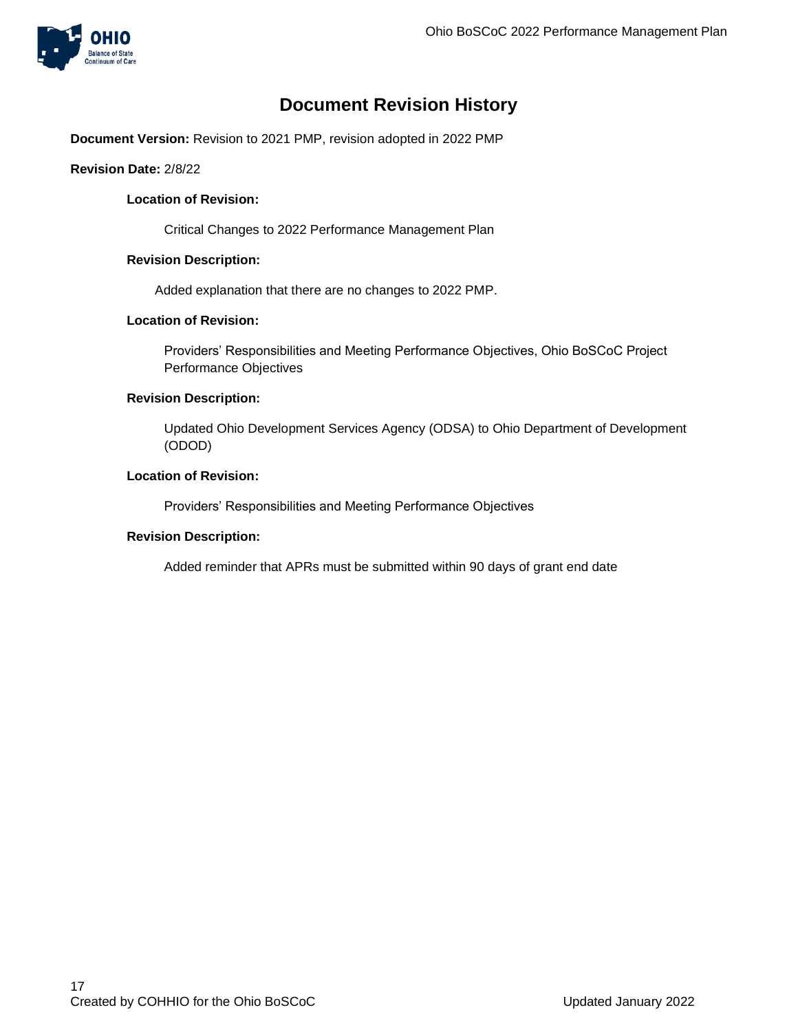# Document Revision History

**Document Version:** Revision to 2021 PMP, revision adopted in 2022 PMP

**Revision Date:** 2/8/22

**Location of Revision:**

Critical Changes to 2022 Performance Management Plan

**Revision Description:**

Added explanation that there are no changes to 2022 PMP.

**Location of Revision:**

Providers' Responsibilities and Meeting Performance Objectives, Ohio BoSCoC Project Performance Objectives

**Revision Description:**

Updated Ohio Development Services Agency (ODSA) to Ohio Department of Development (ODOD)

**Location of Revision:**

Providers' Responsibilities and Meeting Performance Objectives

**Revision Description:**

Added reminder that APRs must be submitted within 90 days of grant end date